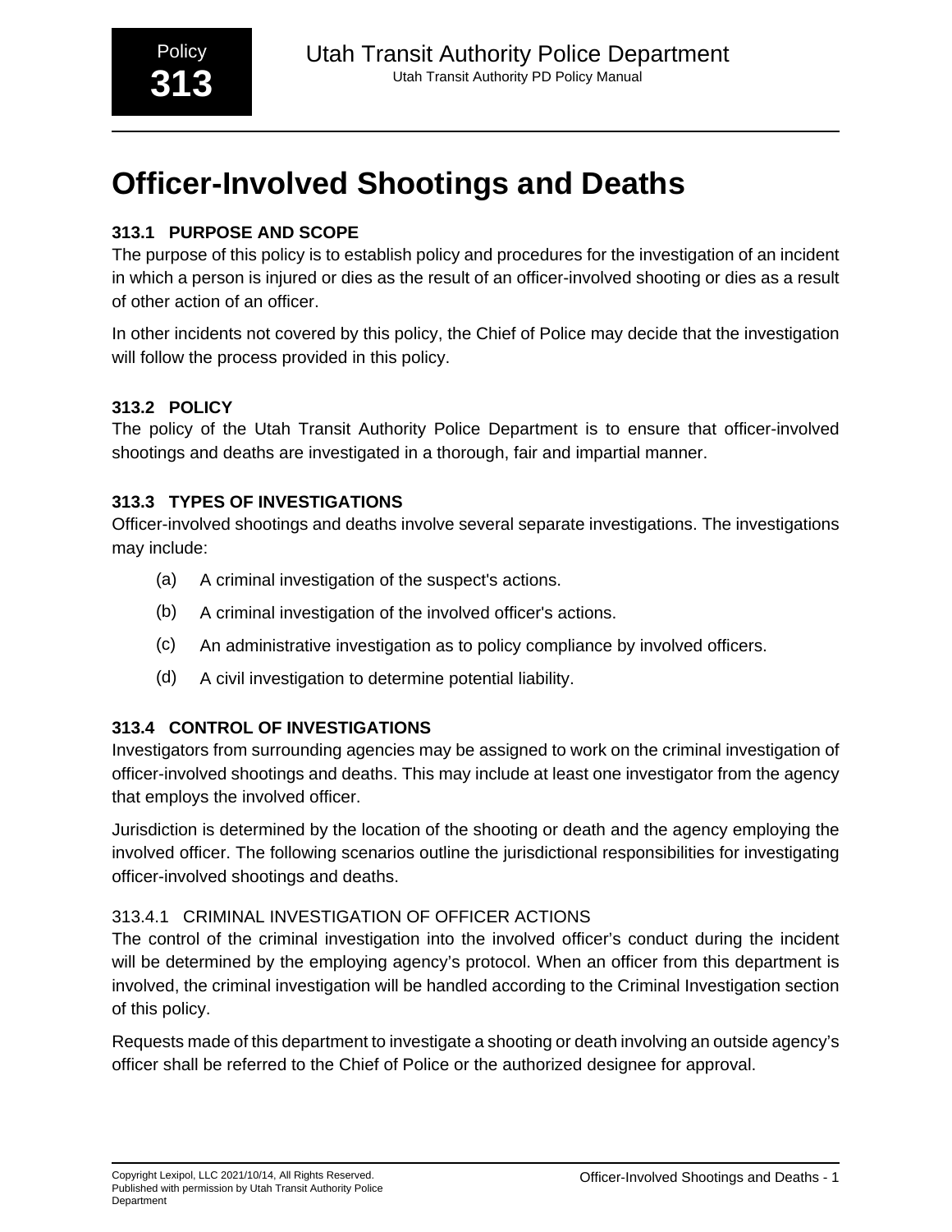# Officer-Involved Shootings and Deaths

## 313.1 PURPOSE AND SCOPE

The purpose of this policy is to establish policy and procedures for the investigation of an incident in which a person is injured or dies as the result of an officer-involved shooting or dies as a result of other action of an officer.

In other incidents not covered by this policy, the Chief of Police may decide that the investigation will follow the process provided in this policy.

## 313.2 POLICY

The policy of the Utah Transit Authority Police Department is to ensure that officer-involved shootings and deaths are investigated in a thorough, fair and impartial manner.

## 313.3 TYPES OF INVESTIGATIONS

Officer-involved shootings and deaths involve several separate investigations. The investigations may include:

(a) A criminal investigation of the suspect's actions.

(b) A criminal investigation of the involved officer's actions.

(c) An administrative investigation as to policy compliance by involved officers.

(d) A civil investigation to determine potential liability.

## 313.4 CONTROL OF INVESTIGATIONS

Investigators from surrounding agencies may be assigned to work on the criminal investigation of officer-involved shootings and deaths. This may include at least one investigator from the agency that employs the involved officer.

Jurisdiction is determined by the location of the shooting or death and the agency employing the involved officer. The following scenarios outline the jurisdictional responsibilities for investigating officer-involved shootings and deaths.

### 313.4.1 CRIMINAL INVESTIGATION OF OFFICER ACTIONS

The control of the criminal investigation into the involved officer's conduct during the incident will be determined by the employing agency's protocol. When an officer from this department is involved, the criminal investigation will be handled according to the Criminal Investigation section of this policy.

Requests made of this department to investigate a shooting or death involving an outside agency's officer shall be referred to the Chief of Police or the authorized designee for approval.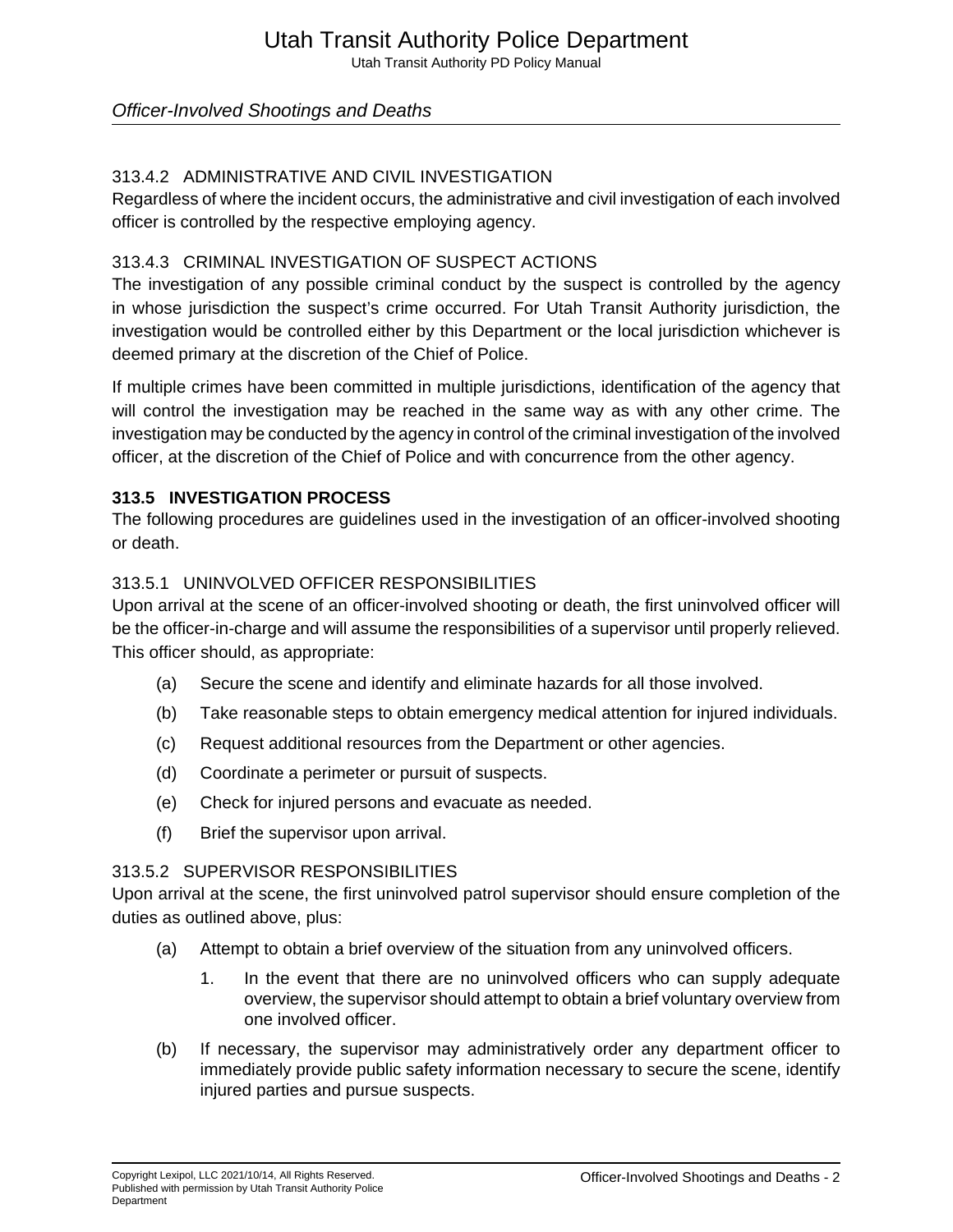### 313.4.2 ADMINISTRATIVE AND CIVIL INVESTIGATION

Regardless of where the incident occurs, the administrative and civil investigation of each involved officer is controlled by the respective employing agency.

### 313.4.3 CRIMINAL INVESTIGATION OF SUSPECT ACTIONS

The investigation of any possible criminal conduct by the suspect is controlled by the agency in whose jurisdiction the suspect's crime occurred. For Utah Transit Authority jurisdiction, the investigation would be controlled either by this Department or the local jurisdiction whichever is deemed primary at the discretion of the Chief of Police.

If multiple crimes have been committed in multiple jurisdictions, identification of the agency that will control the investigation may be reached in the same way as with any other crime. The investigation may be conducted by the agency in control of the criminal investigation of the involved officer, at the discretion of the Chief of Police and with concurrence from the other agency.

## 313.5 INVESTIGATION PROCESS

The following procedures are guidelines used in the investigation of an officer-involved shooting or death.

### 313.5.1 UNINVOLVED OFFICER RESPONSIBILITIES

Upon arrival at the scene of an officer-involved shooting or death, the first uninvolved officer will be the officer-in-charge and will assume the responsibilities of a supervisor until properly relieved. This officer should, as appropriate:

(a) Secure the scene and identify and eliminate hazards for all those involved.

(b) Take reasonable steps to obtain emergency medical attention for injured individuals.

(c) Request additional resources from the Department or other agencies.

(d) Coordinate a perimeter or pursuit of suspects.

(e) Check for injured persons and evacuate as needed.

(f) Brief the supervisor upon arrival.

### 313.5.2 SUPERVISOR RESPONSIBILITIES

Upon arrival at the scene, the first uninvolved patrol supervisor should ensure completion of the duties as outlined above, plus:

(a) Attempt to obtain a brief overview of the situation from any uninvolved officers.

1. In the event that there are no uninvolved officers who can supply adequate overview, the supervisor should attempt to obtain a brief voluntary overview from one involved officer.

(b) If necessary, the supervisor may administratively order any department officer to immediately provide public safety information necessary to secure the scene, identify injured parties and pursue suspects.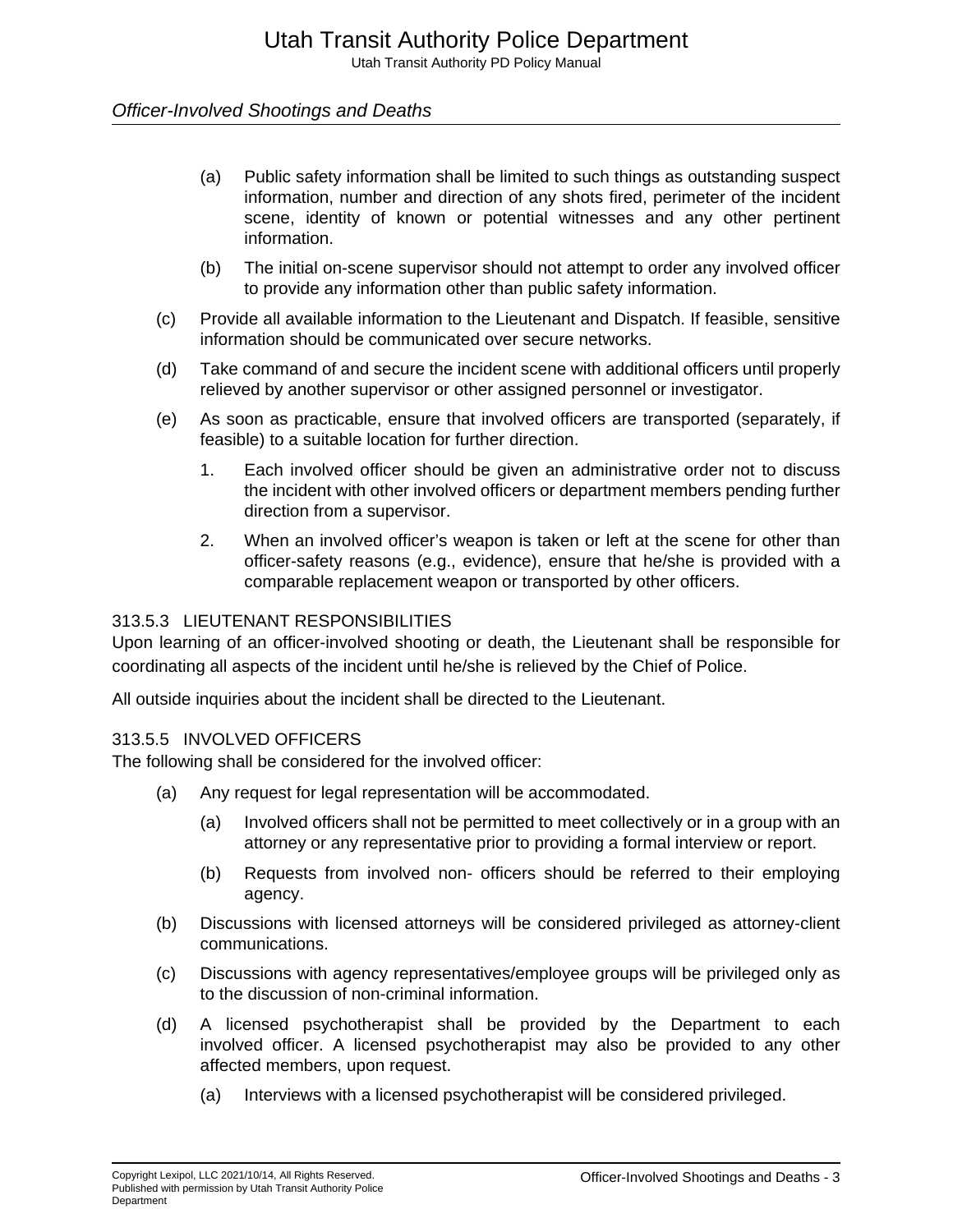(a) Public safety information shall be limited to such things as outstanding suspect information, number and direction of any shots fired, perimeter of the incident scene, identity of known or potential witnesses and any other pertinent information.

    (b) The initial on-scene supervisor should not attempt to order any involved officer to provide any information other than public safety information.

(c) Provide all available information to the Lieutenant and Dispatch. If feasible, sensitive information should be communicated over secure networks.

(d) Take command of and secure the incident scene with additional officers until properly relieved by another supervisor or other assigned personnel or investigator.

(e) As soon as practicable, ensure that involved officers are transported (separately, if feasible) to a suitable location for further direction.

    1. Each involved officer should be given an administrative order not to discuss the incident with other involved officers or department members pending further direction from a supervisor.

    2. When an involved officer's weapon is taken or left at the scene for other than officer-safety reasons (e.g., evidence), ensure that he/she is provided with a comparable replacement weapon or transported by other officers.

### 313.5.3 LIEUTENANT RESPONSIBILITIES

Upon learning of an officer-involved shooting or death, the Lieutenant shall be responsible for coordinating all aspects of the incident until he/she is relieved by the Chief of Police.

All outside inquiries about the incident shall be directed to the Lieutenant.

### 313.5.5 INVOLVED OFFICERS

The following shall be considered for the involved officer:

(a) Any request for legal representation will be accommodated.

    (a) Involved officers shall not be permitted to meet collectively or in a group with an attorney or any representative prior to providing a formal interview or report.

    (b) Requests from involved non- officers should be referred to their employing agency.

(b) Discussions with licensed attorneys will be considered privileged as attorney-client communications.

(c) Discussions with agency representatives/employee groups will be privileged only as to the discussion of non-criminal information.

(d) A licensed psychotherapist shall be provided by the Department to each involved officer. A licensed psychotherapist may also be provided to any other affected members, upon request.

    (a) Interviews with a licensed psychotherapist will be considered privileged.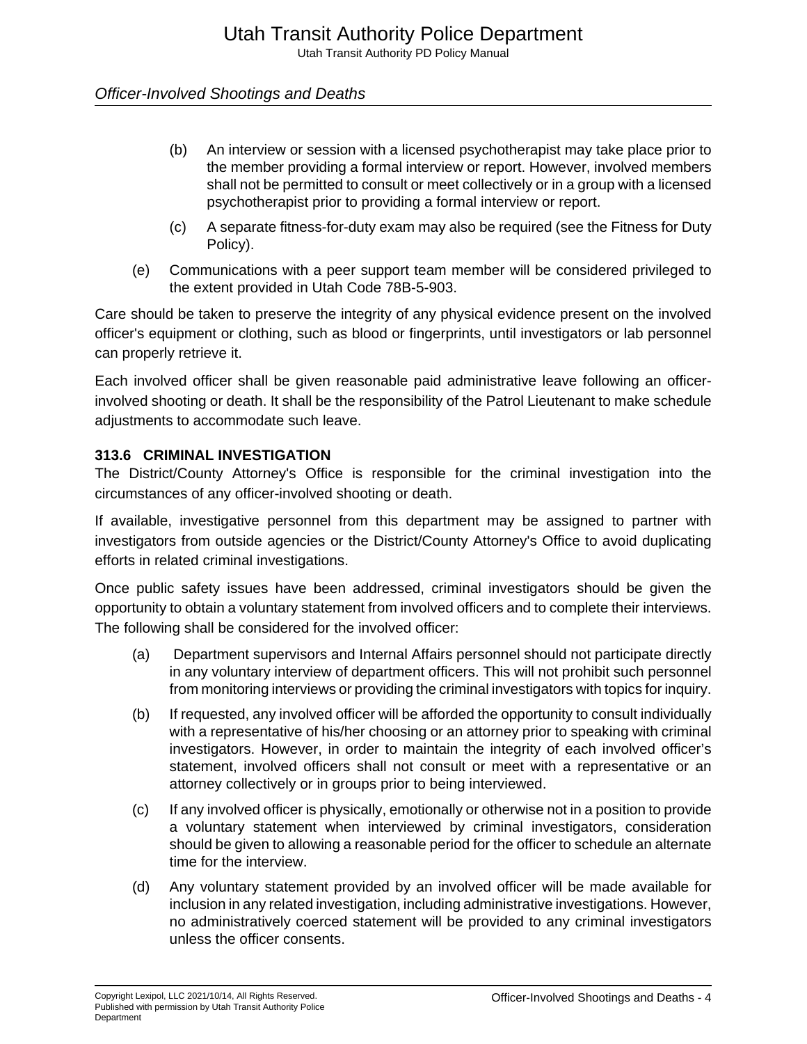(b) An interview or session with a licensed psychotherapist may take place prior to the member providing a formal interview or report. However, involved members shall not be permitted to consult or meet collectively or in a group with a licensed psychotherapist prior to providing a formal interview or report.

(c) A separate fitness-for-duty exam may also be required (see the Fitness for Duty Policy).

(e) Communications with a peer support team member will be considered privileged to the extent provided in Utah Code 78B-5-903.

Care should be taken to preserve the integrity of any physical evidence present on the involved officer's equipment or clothing, such as blood or fingerprints, until investigators or lab personnel can properly retrieve it.

Each involved officer shall be given reasonable paid administrative leave following an officer-involved shooting or death. It shall be the responsibility of the Patrol Lieutenant to make schedule adjustments to accommodate such leave.

### 313.6 CRIMINAL INVESTIGATION

The District/County Attorney's Office is responsible for the criminal investigation into the circumstances of any officer-involved shooting or death.

If available, investigative personnel from this department may be assigned to partner with investigators from outside agencies or the District/County Attorney's Office to avoid duplicating efforts in related criminal investigations.

Once public safety issues have been addressed, criminal investigators should be given the opportunity to obtain a voluntary statement from involved officers and to complete their interviews. The following shall be considered for the involved officer:

(a) Department supervisors and Internal Affairs personnel should not participate directly in any voluntary interview of department officers. This will not prohibit such personnel from monitoring interviews or providing the criminal investigators with topics for inquiry.

(b) If requested, any involved officer will be afforded the opportunity to consult individually with a representative of his/her choosing or an attorney prior to speaking with criminal investigators. However, in order to maintain the integrity of each involved officer's statement, involved officers shall not consult or meet with a representative or an attorney collectively or in groups prior to being interviewed.

(c) If any involved officer is physically, emotionally or otherwise not in a position to provide a voluntary statement when interviewed by criminal investigators, consideration should be given to allowing a reasonable period for the officer to schedule an alternate time for the interview.

(d) Any voluntary statement provided by an involved officer will be made available for inclusion in any related investigation, including administrative investigations. However, no administratively coerced statement will be provided to any criminal investigators unless the officer consents.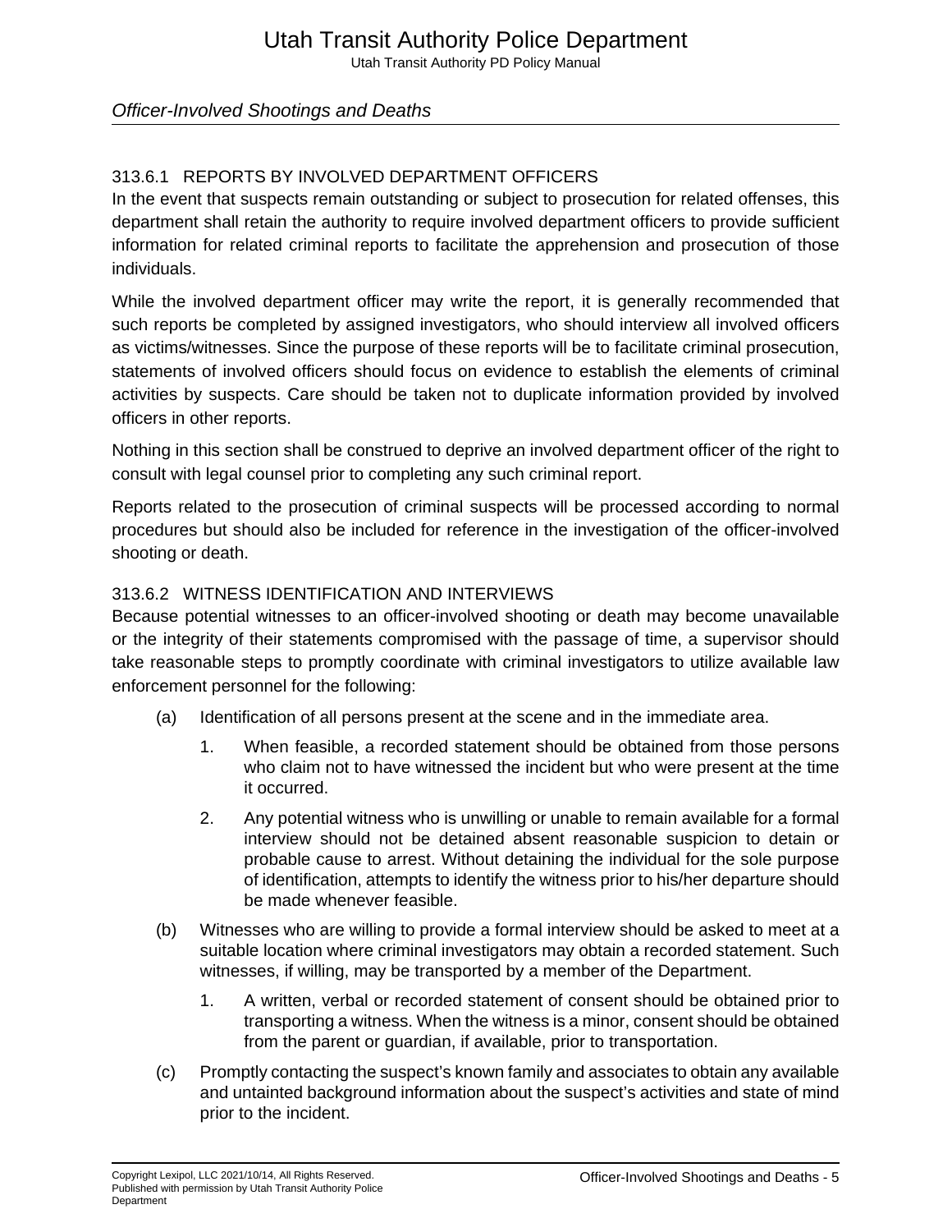### 313.6.1 REPORTS BY INVOLVED DEPARTMENT OFFICERS

In the event that suspects remain outstanding or subject to prosecution for related offenses, this department shall retain the authority to require involved department officers to provide sufficient information for related criminal reports to facilitate the apprehension and prosecution of those individuals.

While the involved department officer may write the report, it is generally recommended that such reports be completed by assigned investigators, who should interview all involved officers as victims/witnesses. Since the purpose of these reports will be to facilitate criminal prosecution, statements of involved officers should focus on evidence to establish the elements of criminal activities by suspects. Care should be taken not to duplicate information provided by involved officers in other reports.

Nothing in this section shall be construed to deprive an involved department officer of the right to consult with legal counsel prior to completing any such criminal report.

Reports related to the prosecution of criminal suspects will be processed according to normal procedures but should also be included for reference in the investigation of the officer-involved shooting or death.

### 313.6.2 WITNESS IDENTIFICATION AND INTERVIEWS

Because potential witnesses to an officer-involved shooting or death may become unavailable or the integrity of their statements compromised with the passage of time, a supervisor should take reasonable steps to promptly coordinate with criminal investigators to utilize available law enforcement personnel for the following:

(a) Identification of all persons present at the scene and in the immediate area.

   1. When feasible, a recorded statement should be obtained from those persons who claim not to have witnessed the incident but who were present at the time it occurred.

   2. Any potential witness who is unwilling or unable to remain available for a formal interview should not be detained absent reasonable suspicion to detain or probable cause to arrest. Without detaining the individual for the sole purpose of identification, attempts to identify the witness prior to his/her departure should be made whenever feasible.

(b) Witnesses who are willing to provide a formal interview should be asked to meet at a suitable location where criminal investigators may obtain a recorded statement. Such witnesses, if willing, may be transported by a member of the Department.

   1. A written, verbal or recorded statement of consent should be obtained prior to transporting a witness. When the witness is a minor, consent should be obtained from the parent or guardian, if available, prior to transportation.

(c) Promptly contacting the suspect's known family and associates to obtain any available and untainted background information about the suspect's activities and state of mind prior to the incident.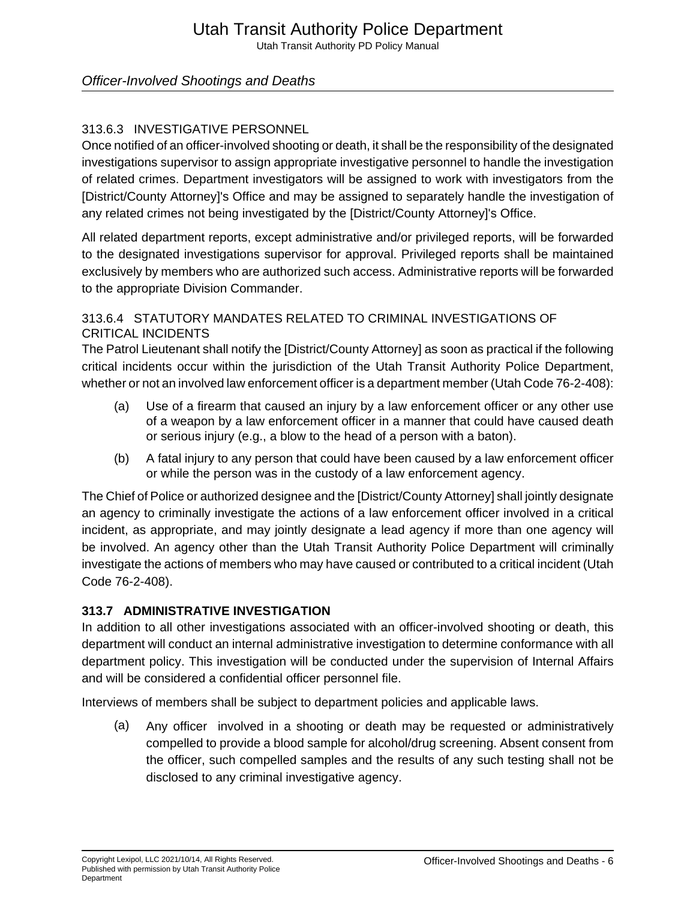#### 313.6.3 INVESTIGATIVE PERSONNEL

Once notified of an officer-involved shooting or death, it shall be the responsibility of the designated investigations supervisor to assign appropriate investigative personnel to handle the investigation of related crimes. Department investigators will be assigned to work with investigators from the [District/County Attorney]'s Office and may be assigned to separately handle the investigation of any related crimes not being investigated by the [District/County Attorney]'s Office.

All related department reports, except administrative and/or privileged reports, will be forwarded to the designated investigations supervisor for approval. Privileged reports shall be maintained exclusively by members who are authorized such access. Administrative reports will be forwarded to the appropriate Division Commander.

#### 313.6.4 STATUTORY MANDATES RELATED TO CRIMINAL INVESTIGATIONS OF CRITICAL INCIDENTS

The Patrol Lieutenant shall notify the [District/County Attorney] as soon as practical if the following critical incidents occur within the jurisdiction of the Utah Transit Authority Police Department, whether or not an involved law enforcement officer is a department member (Utah Code 76-2-408):

(a) Use of a firearm that caused an injury by a law enforcement officer or any other use of a weapon by a law enforcement officer in a manner that could have caused death or serious injury (e.g., a blow to the head of a person with a baton).

(b) A fatal injury to any person that could have been caused by a law enforcement officer or while the person was in the custody of a law enforcement agency.

The Chief of Police or authorized designee and the [District/County Attorney] shall jointly designate an agency to criminally investigate the actions of a law enforcement officer involved in a critical incident, as appropriate, and may jointly designate a lead agency if more than one agency will be involved. An agency other than the Utah Transit Authority Police Department will criminally investigate the actions of members who may have caused or contributed to a critical incident (Utah Code 76-2-408).

### 313.7 ADMINISTRATIVE INVESTIGATION

In addition to all other investigations associated with an officer-involved shooting or death, this department will conduct an internal administrative investigation to determine conformance with all department policy. This investigation will be conducted under the supervision of Internal Affairs and will be considered a confidential officer personnel file.

Interviews of members shall be subject to department policies and applicable laws.

(a) Any officer involved in a shooting or death may be requested or administratively compelled to provide a blood sample for alcohol/drug screening. Absent consent from the officer, such compelled samples and the results of any such testing shall not be disclosed to any criminal investigative agency.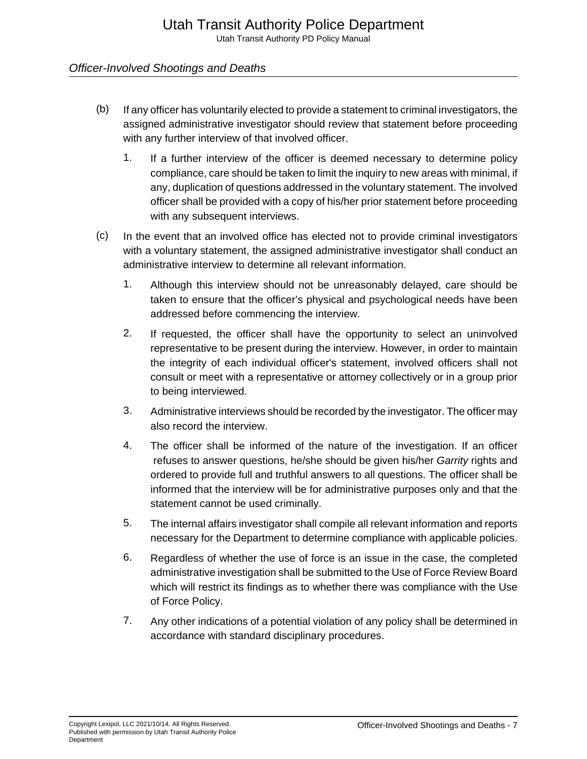(b) If any officer has voluntarily elected to provide a statement to criminal investigators, the assigned administrative investigator should review that statement before proceeding with any further interview of that involved officer.

  1. If a further interview of the officer is deemed necessary to determine policy compliance, care should be taken to limit the inquiry to new areas with minimal, if any, duplication of questions addressed in the voluntary statement. The involved officer shall be provided with a copy of his/her prior statement before proceeding with any subsequent interviews.

(c) In the event that an involved office has elected not to provide criminal investigators with a voluntary statement, the assigned administrative investigator shall conduct an administrative interview to determine all relevant information.

  1. Although this interview should not be unreasonably delayed, care should be taken to ensure that the officer's physical and psychological needs have been addressed before commencing the interview.

  2. If requested, the officer shall have the opportunity to select an uninvolved representative to be present during the interview. However, in order to maintain the integrity of each individual officer's statement, involved officers shall not consult or meet with a representative or attorney collectively or in a group prior to being interviewed.

  3. Administrative interviews should be recorded by the investigator. The officer may also record the interview.

  4. The officer shall be informed of the nature of the investigation. If an officer refuses to answer questions, he/she should be given his/her *Garrity* rights and ordered to provide full and truthful answers to all questions. The officer shall be informed that the interview will be for administrative purposes only and that the statement cannot be used criminally.

  5. The internal affairs investigator shall compile all relevant information and reports necessary for the Department to determine compliance with applicable policies.

  6. Regardless of whether the use of force is an issue in the case, the completed administrative investigation shall be submitted to the Use of Force Review Board which will restrict its findings as to whether there was compliance with the Use of Force Policy.

  7. Any other indications of a potential violation of any policy shall be determined in accordance with standard disciplinary procedures.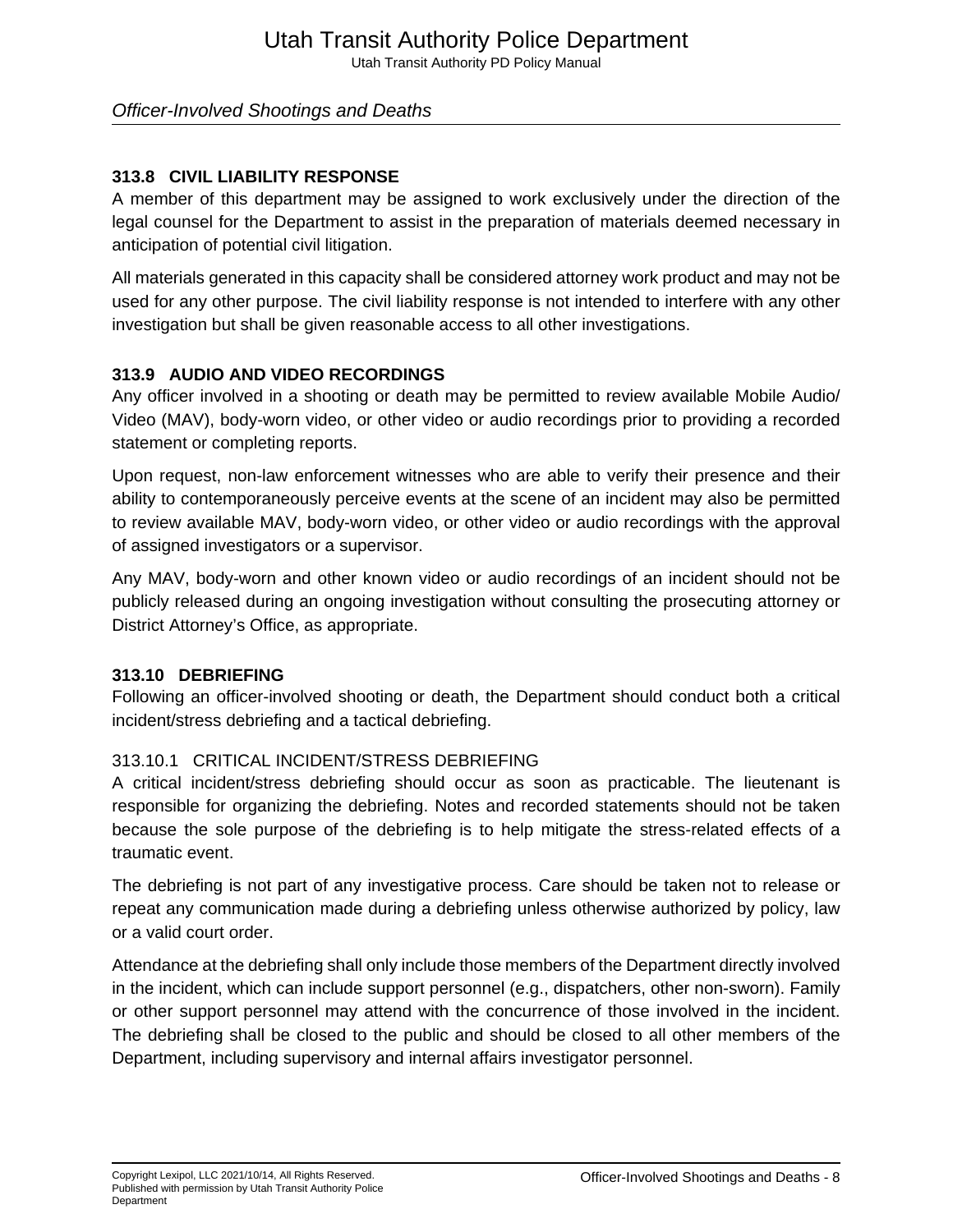### 313.8 CIVIL LIABILITY RESPONSE

A member of this department may be assigned to work exclusively under the direction of the legal counsel for the Department to assist in the preparation of materials deemed necessary in anticipation of potential civil litigation.

All materials generated in this capacity shall be considered attorney work product and may not be used for any other purpose. The civil liability response is not intended to interfere with any other investigation but shall be given reasonable access to all other investigations.

### 313.9 AUDIO AND VIDEO RECORDINGS

Any officer involved in a shooting or death may be permitted to review available Mobile Audio/ Video (MAV), body-worn video, or other video or audio recordings prior to providing a recorded statement or completing reports.

Upon request, non-law enforcement witnesses who are able to verify their presence and their ability to contemporaneously perceive events at the scene of an incident may also be permitted to review available MAV, body-worn video, or other video or audio recordings with the approval of assigned investigators or a supervisor.

Any MAV, body-worn and other known video or audio recordings of an incident should not be publicly released during an ongoing investigation without consulting the prosecuting attorney or District Attorney's Office, as appropriate.

### 313.10 DEBRIEFING

Following an officer-involved shooting or death, the Department should conduct both a critical incident/stress debriefing and a tactical debriefing.

#### 313.10.1 CRITICAL INCIDENT/STRESS DEBRIEFING

A critical incident/stress debriefing should occur as soon as practicable. The lieutenant is responsible for organizing the debriefing. Notes and recorded statements should not be taken because the sole purpose of the debriefing is to help mitigate the stress-related effects of a traumatic event.

The debriefing is not part of any investigative process. Care should be taken not to release or repeat any communication made during a debriefing unless otherwise authorized by policy, law or a valid court order.

Attendance at the debriefing shall only include those members of the Department directly involved in the incident, which can include support personnel (e.g., dispatchers, other non-sworn). Family or other support personnel may attend with the concurrence of those involved in the incident. The debriefing shall be closed to the public and should be closed to all other members of the Department, including supervisory and internal affairs investigator personnel.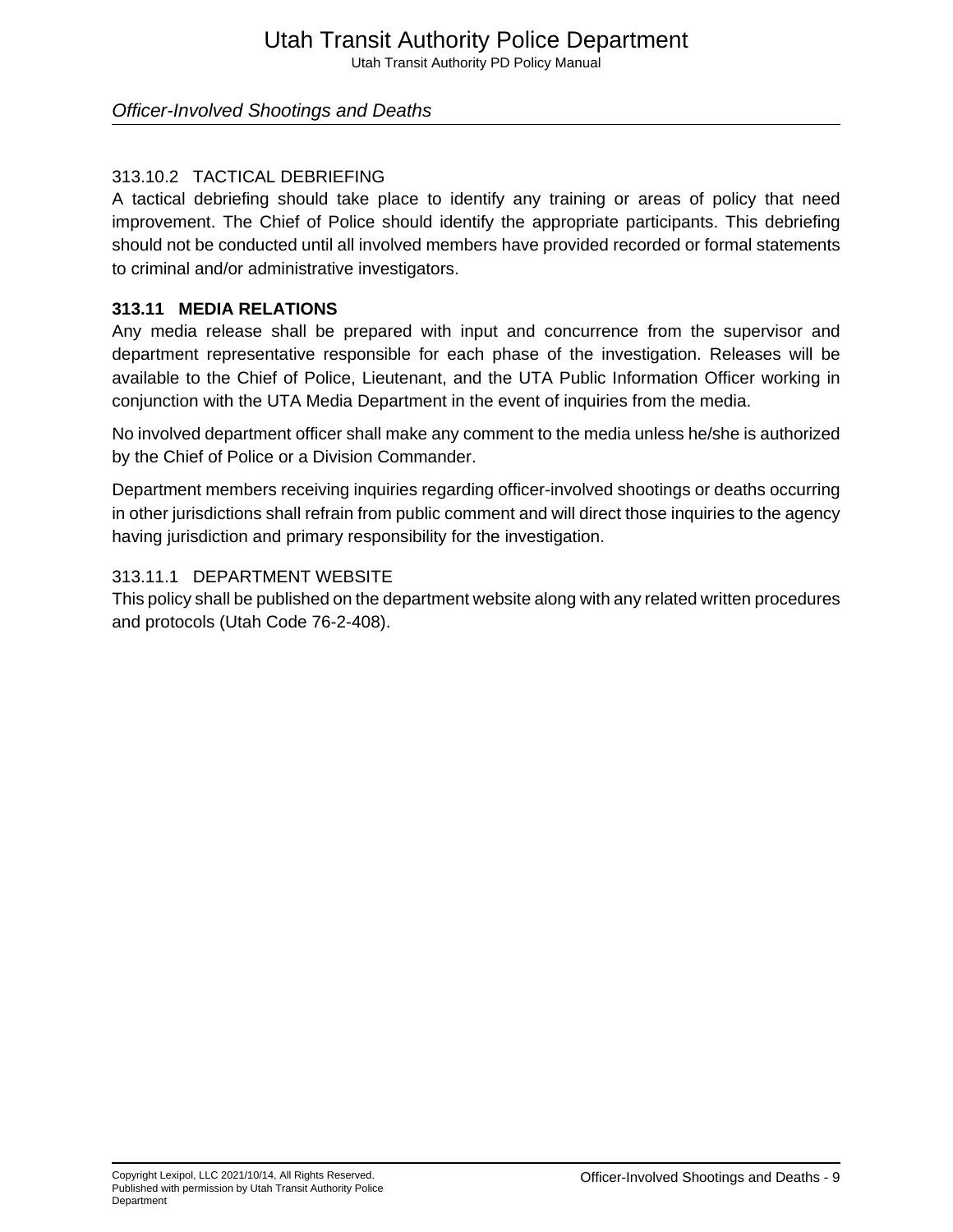#### 313.10.2 TACTICAL DEBRIEFING

A tactical debriefing should take place to identify any training or areas of policy that need improvement. The Chief of Police should identify the appropriate participants. This debriefing should not be conducted until all involved members have provided recorded or formal statements to criminal and/or administrative investigators.

### 313.11 MEDIA RELATIONS

Any media release shall be prepared with input and concurrence from the supervisor and department representative responsible for each phase of the investigation. Releases will be available to the Chief of Police, Lieutenant, and the UTA Public Information Officer working in conjunction with the UTA Media Department in the event of inquiries from the media.

No involved department officer shall make any comment to the media unless he/she is authorized by the Chief of Police or a Division Commander.

Department members receiving inquiries regarding officer-involved shootings or deaths occurring in other jurisdictions shall refrain from public comment and will direct those inquiries to the agency having jurisdiction and primary responsibility for the investigation.

#### 313.11.1 DEPARTMENT WEBSITE

This policy shall be published on the department website along with any related written procedures and protocols (Utah Code 76-2-408).